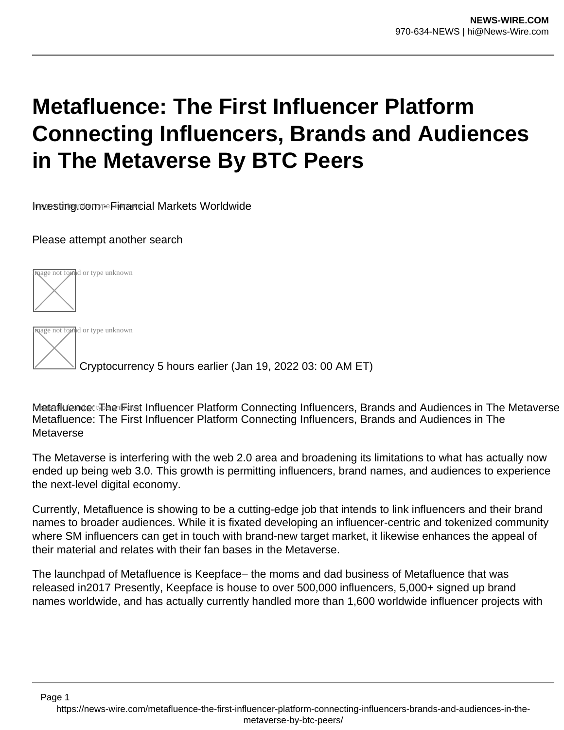# Metafluence: The First Influencer Platform Connecting Influencers, Brands and Audiences in The Metaverse By BTC Peers

Investing.com – Financial Markets Worldwide

Please attempt another search

Cryptocurrency 5 hours earlier (Jan 19, 2022 03: 00 AM ET)

Metafluence: The First Influencer Platform Connecting Influencers, Brands and Audiences in The Metaverse
Metafluence: The First Influencer Platform Connecting Influencers, Brands and Audiences in The Metaverse

The Metaverse is interfering with the web 2.0 area and broadening its limitations to what has actually now ended up being web 3.0. This growth is permitting influencers, brand names, and audiences to experience the next-level digital economy.

Currently, Metafluence is showing to be a cutting-edge job that intends to link influencers and their brand names to broader audiences. While it is fixated developing an influencer-centric and tokenized community where SM influencers can get in touch with brand-new target market, it likewise enhances the appeal of their material and relates with their fan bases in the Metaverse.

The launchpad of Metafluence is Keepface– the moms and dad business of Metafluence that was released in2017 Presently, Keepface is house to over 500,000 influencers, 5,000+ signed up brand names worldwide, and has actually currently handled more than 1,600 worldwide influencer projects with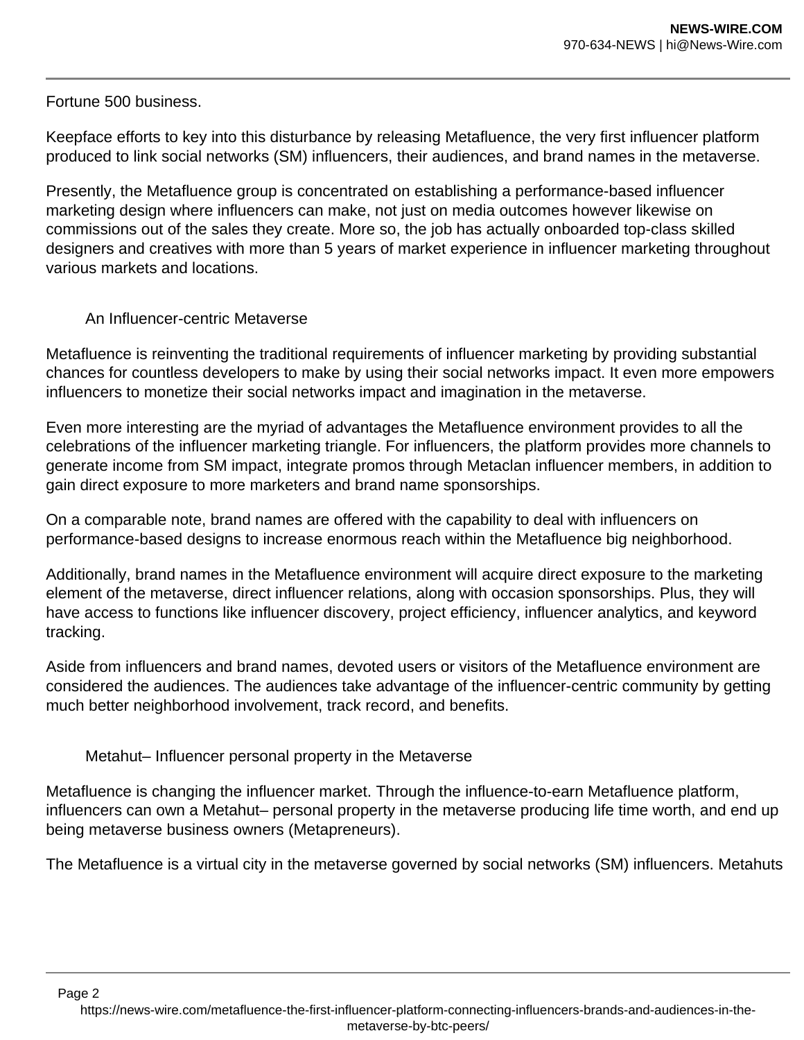Fortune 500 business.

Keepface efforts to key into this disturbance by releasing Metafluence, the very first influencer platform produced to link social networks (SM) influencers, their audiences, and brand names in the metaverse.

Presently, the Metafluence group is concentrated on establishing a performance-based influencer marketing design where influencers can make, not just on media outcomes however likewise on commissions out of the sales they create. More so, the job has actually onboarded top-class skilled designers and creatives with more than 5 years of market experience in influencer marketing throughout various markets and locations.

## An Influencer-centric Metaverse

Metafluence is reinventing the traditional requirements of influencer marketing by providing substantial chances for countless developers to make by using their social networks impact. It even more empowers influencers to monetize their social networks impact and imagination in the metaverse.

Even more interesting are the myriad of advantages the Metafluence environment provides to all the celebrations of the influencer marketing triangle. For influencers, the platform provides more channels to generate income from SM impact, integrate promos through Metaclan influencer members, in addition to gain direct exposure to more marketers and brand name sponsorships.

On a comparable note, brand names are offered with the capability to deal with influencers on performance-based designs to increase enormous reach within the Metafluence big neighborhood.

Additionally, brand names in the Metafluence environment will acquire direct exposure to the marketing element of the metaverse, direct influencer relations, along with occasion sponsorships. Plus, they will have access to functions like influencer discovery, project efficiency, influencer analytics, and keyword tracking.

Aside from influencers and brand names, devoted users or visitors of the Metafluence environment are considered the audiences. The audiences take advantage of the influencer-centric community by getting much better neighborhood involvement, track record, and benefits.

## Metahut– Influencer personal property in the Metaverse

Metafluence is changing the influencer market. Through the influence-to-earn Metafluence platform, influencers can own a Metahut– personal property in the metaverse producing life time worth, and end up being metaverse business owners (Metapreneurs).

The Metafluence is a virtual city in the metaverse governed by social networks (SM) influencers. Metahuts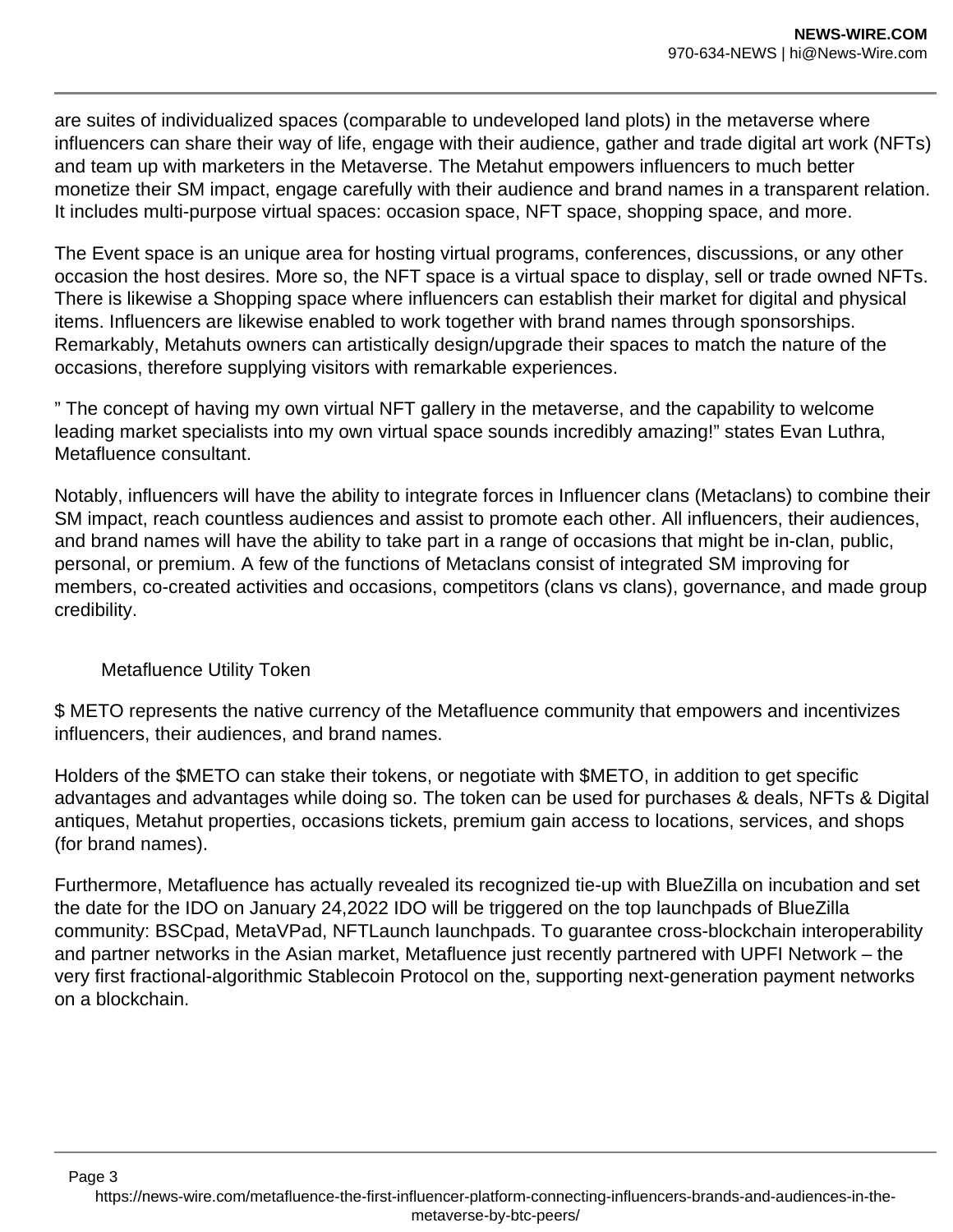are suites of individualized spaces (comparable to undeveloped land plots) in the metaverse where influencers can share their way of life, engage with their audience, gather and trade digital art work (NFTs) and team up with marketers in the Metaverse. The Metahut empowers influencers to much better monetize their SM impact, engage carefully with their audience and brand names in a transparent relation. It includes multi-purpose virtual spaces: occasion space, NFT space, shopping space, and more.

The Event space is an unique area for hosting virtual programs, conferences, discussions, or any other occasion the host desires. More so, the NFT space is a virtual space to display, sell or trade owned NFTs. There is likewise a Shopping space where influencers can establish their market for digital and physical items. Influencers are likewise enabled to work together with brand names through sponsorships. Remarkably, Metahuts owners can artistically design/upgrade their spaces to match the nature of the occasions, therefore supplying visitors with remarkable experiences.

" The concept of having my own virtual NFT gallery in the metaverse, and the capability to welcome leading market specialists into my own virtual space sounds incredibly amazing!" states Evan Luthra, Metafluence consultant.

Notably, influencers will have the ability to integrate forces in Influencer clans (Metaclans) to combine their SM impact, reach countless audiences and assist to promote each other. All influencers, their audiences, and brand names will have the ability to take part in a range of occasions that might be in-clan, public, personal, or premium. A few of the functions of Metaclans consist of integrated SM improving for members, co-created activities and occasions, competitors (clans vs clans), governance, and made group credibility.

## Metafluence Utility Token

$ METO represents the native currency of the Metafluence community that empowers and incentivizes influencers, their audiences, and brand names.

Holders of the $METO can stake their tokens, or negotiate with $METO, in addition to get specific advantages and advantages while doing so. The token can be used for purchases & deals, NFTs & Digital antiques, Metahut properties, occasions tickets, premium gain access to locations, services, and shops (for brand names).

Furthermore, Metafluence has actually revealed its recognized tie-up with BlueZilla on incubation and set the date for the IDO on January 24,2022 IDO will be triggered on the top launchpads of BlueZilla community: BSCpad, MetaVPad, NFTLaunch launchpads. To guarantee cross-blockchain interoperability and partner networks in the Asian market, Metafluence just recently partnered with UPFI Network – the very first fractional-algorithmic Stablecoin Protocol on the, supporting next-generation payment networks on a blockchain.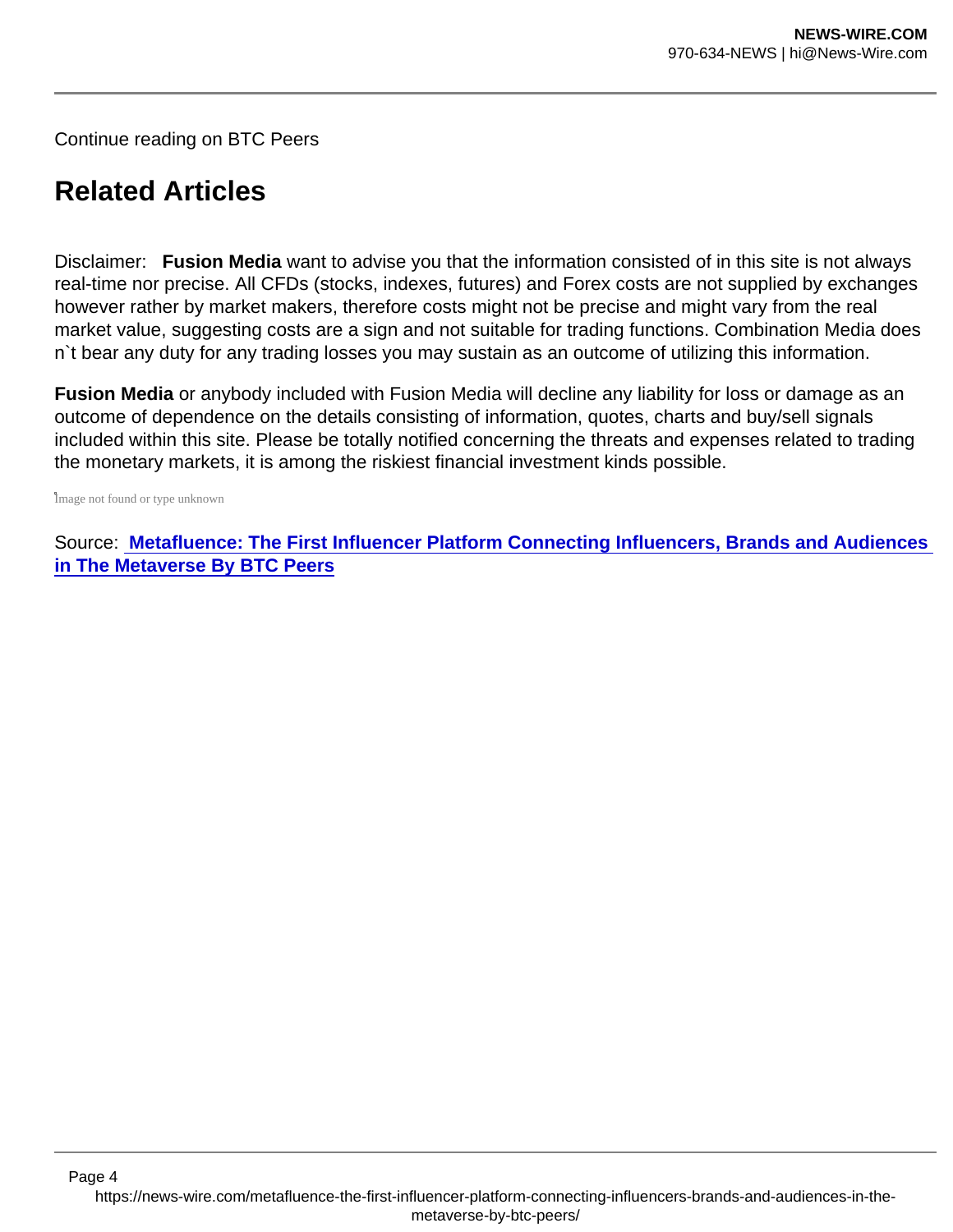Continue reading on BTC Peers

## Related Articles

Disclaimer: **Fusion Media** want to advise you that the information consisted of in this site is not always real-time nor precise. All CFDs (stocks, indexes, futures) and Forex costs are not supplied by exchanges however rather by market makers, therefore costs might not be precise and might vary from the real market value, suggesting costs are a sign and not suitable for trading functions. Combination Media does n`t bear any duty for any trading losses you may sustain as an outcome of utilizing this information.

**Fusion Media** or anybody included with Fusion Media will decline any liability for loss or damage as an outcome of dependence on the details consisting of information, quotes, charts and buy/sell signals included within this site. Please be totally notified concerning the threats and expenses related to trading the monetary markets, it is among the riskiest financial investment kinds possible.

Image not found or type unknown

Source: **Metafluence: The First Influencer Platform Connecting Influencers, Brands and Audiences in The Metaverse By BTC Peers**